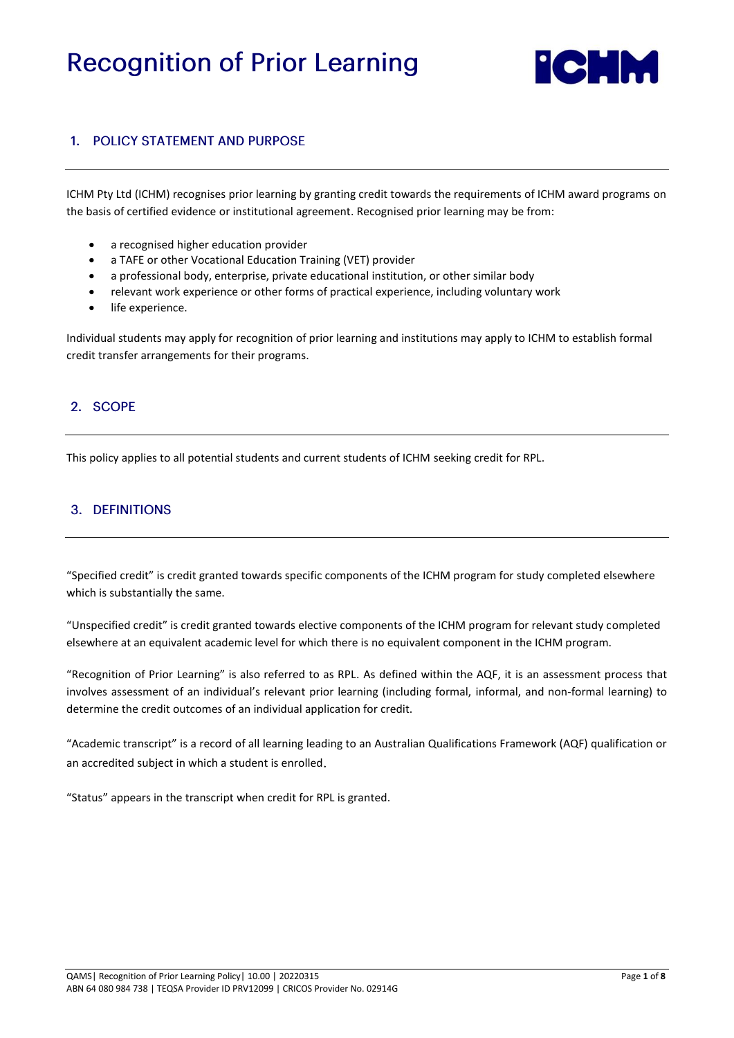# Recognition of Prior Learning

## 1. POLICY STATEMENT AND PURPOSE

ICHM Pty Ltd (ICHM) recognises prior learning by granting credit towards the requirements of ICHM award programs on the basis of certified evidence or institutional agreement. Recognised prior learning may be from:

- a recognised higher education provider
- a TAFE or other Vocational Education Training (VET) provider
- a professional body, enterprise, private educational institution, or other similar body
- relevant work experience or other forms of practical experience, including voluntary work
- life experience.

Individual students may apply for recognition of prior learning and institutions may apply to ICHM to establish formal credit transfer arrangements for their programs.

## 2. SCOPE

This policy applies to all potential students and current students of ICHM seeking credit for RPL.

## 3. DEFINITIONS

"Specified credit" is credit granted towards specific components of the ICHM program for study completed elsewhere which is substantially the same.

"Unspecified credit" is credit granted towards elective components of the ICHM program for relevant study completed elsewhere at an equivalent academic level for which there is no equivalent component in the ICHM program.

"Recognition of Prior Learning" is also referred to as RPL. As defined within the AQF, it is an assessment process that involves assessment of an individual's relevant prior learning (including formal, informal, and non-formal learning) to determine the credit outcomes of an individual application for credit.

"Academic transcript" is a record of all learning leading to an Australian Qualifications Framework (AQF) qualification or an accredited subject in which a student is enrolled.

"Status" appears in the transcript when credit for RPL is granted.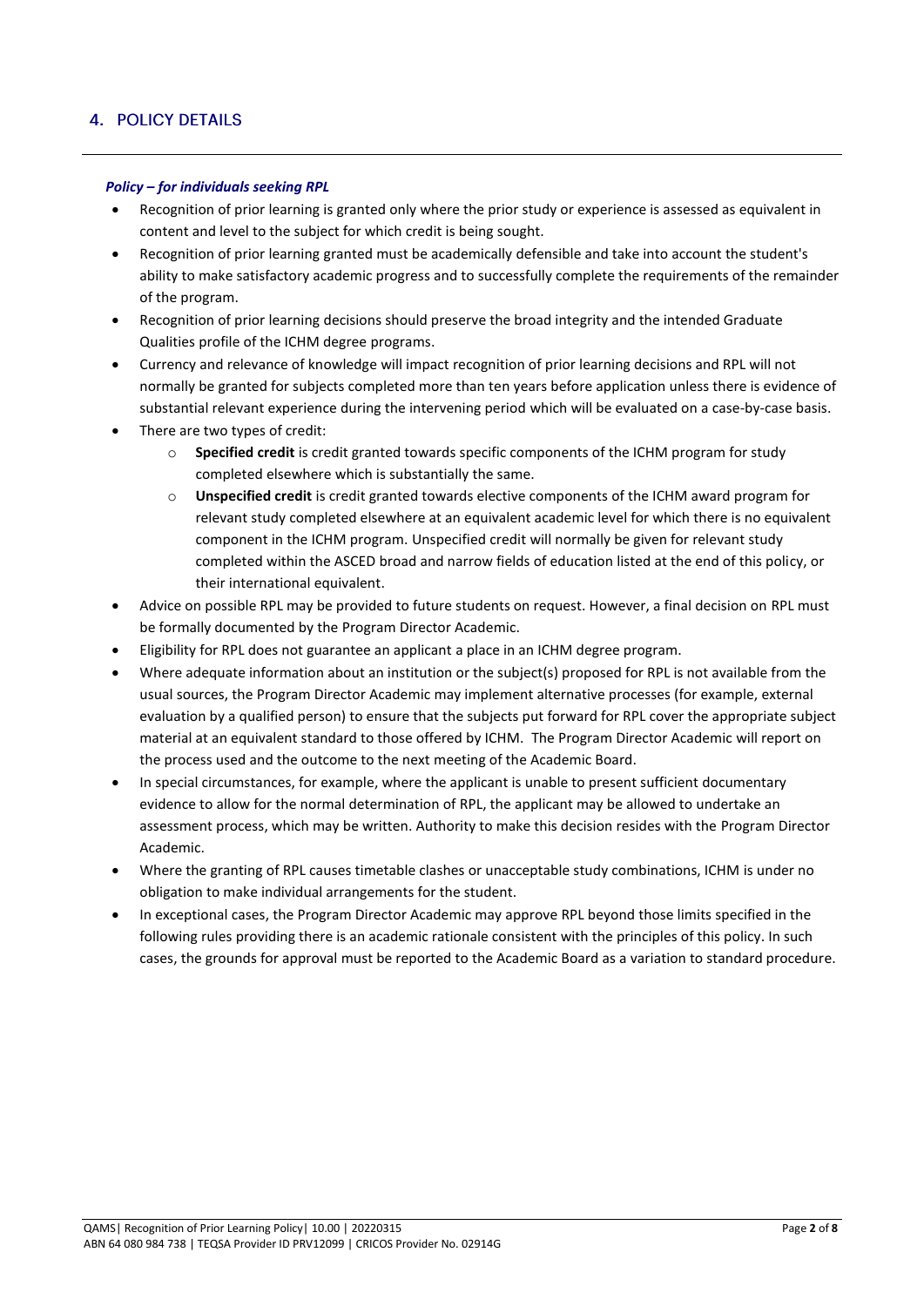## 4. POLICY DETAILS

***Policy – for individuals seeking RPL***

- Recognition of prior learning is granted only where the prior study or experience is assessed as equivalent in content and level to the subject for which credit is being sought.
- Recognition of prior learning granted must be academically defensible and take into account the student's ability to make satisfactory academic progress and to successfully complete the requirements of the remainder of the program.
- Recognition of prior learning decisions should preserve the broad integrity and the intended Graduate Qualities profile of the ICHM degree programs.
- Currency and relevance of knowledge will impact recognition of prior learning decisions and RPL will not normally be granted for subjects completed more than ten years before application unless there is evidence of substantial relevant experience during the intervening period which will be evaluated on a case-by-case basis.
- There are two types of credit:
  - **Specified credit** is credit granted towards specific components of the ICHM program for study completed elsewhere which is substantially the same.
  - **Unspecified credit** is credit granted towards elective components of the ICHM award program for relevant study completed elsewhere at an equivalent academic level for which there is no equivalent component in the ICHM program. Unspecified credit will normally be given for relevant study completed within the ASCED broad and narrow fields of education listed at the end of this policy, or their international equivalent.
- Advice on possible RPL may be provided to future students on request. However, a final decision on RPL must be formally documented by the Program Director Academic.
- Eligibility for RPL does not guarantee an applicant a place in an ICHM degree program.
- Where adequate information about an institution or the subject(s) proposed for RPL is not available from the usual sources, the Program Director Academic may implement alternative processes (for example, external evaluation by a qualified person) to ensure that the subjects put forward for RPL cover the appropriate subject material at an equivalent standard to those offered by ICHM. The Program Director Academic will report on the process used and the outcome to the next meeting of the Academic Board.
- In special circumstances, for example, where the applicant is unable to present sufficient documentary evidence to allow for the normal determination of RPL, the applicant may be allowed to undertake an assessment process, which may be written. Authority to make this decision resides with the Program Director Academic.
- Where the granting of RPL causes timetable clashes or unacceptable study combinations, ICHM is under no obligation to make individual arrangements for the student.
- In exceptional cases, the Program Director Academic may approve RPL beyond those limits specified in the following rules providing there is an academic rationale consistent with the principles of this policy. In such cases, the grounds for approval must be reported to the Academic Board as a variation to standard procedure.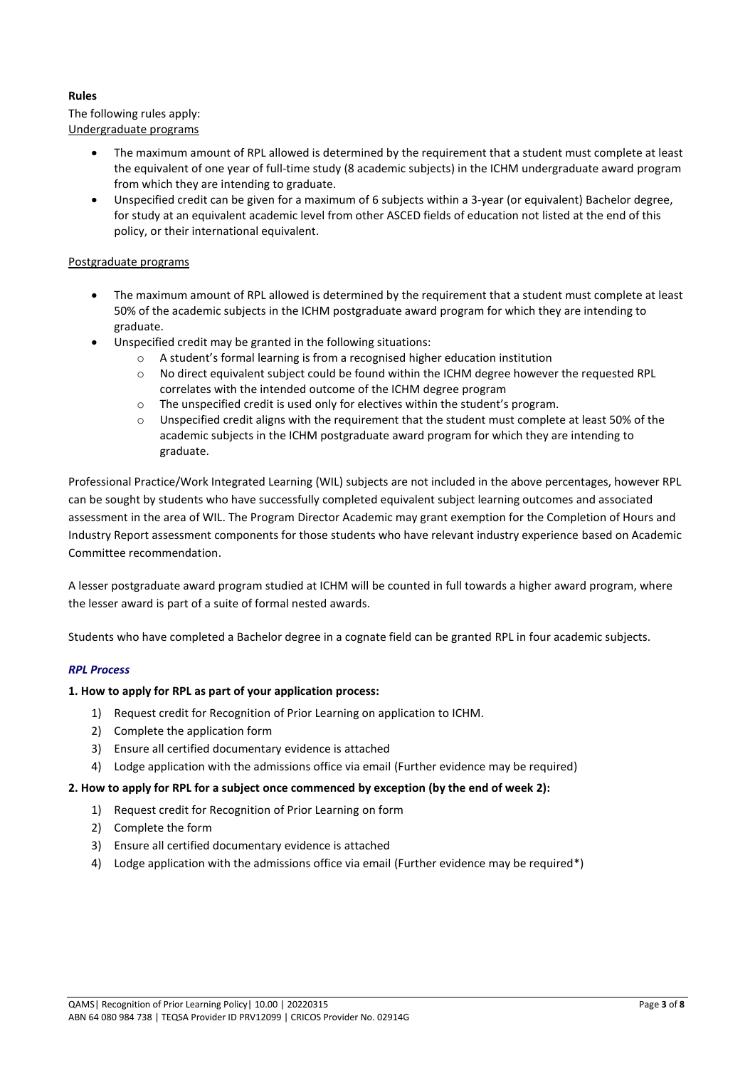**Rules**

The following rules apply:

Undergraduate programs

- The maximum amount of RPL allowed is determined by the requirement that a student must complete at least the equivalent of one year of full-time study (8 academic subjects) in the ICHM undergraduate award program from which they are intending to graduate.
- Unspecified credit can be given for a maximum of 6 subjects within a 3-year (or equivalent) Bachelor degree, for study at an equivalent academic level from other ASCED fields of education not listed at the end of this policy, or their international equivalent.

Postgraduate programs

- The maximum amount of RPL allowed is determined by the requirement that a student must complete at least 50% of the academic subjects in the ICHM postgraduate award program for which they are intending to graduate.
- Unspecified credit may be granted in the following situations:
  - A student's formal learning is from a recognised higher education institution
  - No direct equivalent subject could be found within the ICHM degree however the requested RPL correlates with the intended outcome of the ICHM degree program
  - The unspecified credit is used only for electives within the student's program.
  - Unspecified credit aligns with the requirement that the student must complete at least 50% of the academic subjects in the ICHM postgraduate award program for which they are intending to graduate.

Professional Practice/Work Integrated Learning (WIL) subjects are not included in the above percentages, however RPL can be sought by students who have successfully completed equivalent subject learning outcomes and associated assessment in the area of WIL. The Program Director Academic may grant exemption for the Completion of Hours and Industry Report assessment components for those students who have relevant industry experience based on Academic Committee recommendation.

A lesser postgraduate award program studied at ICHM will be counted in full towards a higher award program, where the lesser award is part of a suite of formal nested awards.

Students who have completed a Bachelor degree in a cognate field can be granted RPL in four academic subjects.

### *RPL Process*

**1. How to apply for RPL as part of your application process:**

1) Request credit for Recognition of Prior Learning on application to ICHM.
2) Complete the application form
3) Ensure all certified documentary evidence is attached
4) Lodge application with the admissions office via email (Further evidence may be required)

**2. How to apply for RPL for a subject once commenced by exception (by the end of week 2):**

1) Request credit for Recognition of Prior Learning on form
2) Complete the form
3) Ensure all certified documentary evidence is attached
4) Lodge application with the admissions office via email (Further evidence may be required*)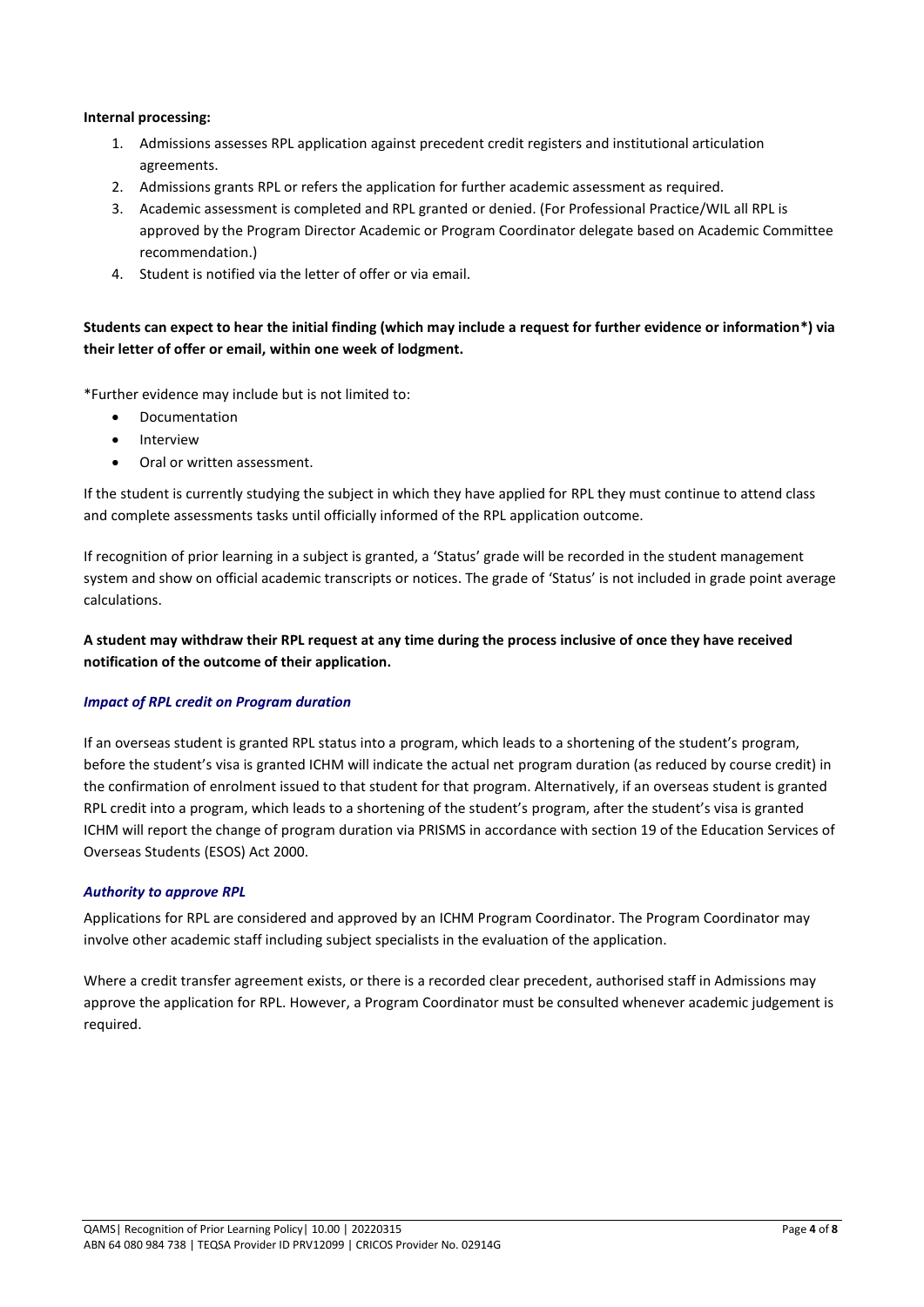**Internal processing:**

1. Admissions assesses RPL application against precedent credit registers and institutional articulation agreements.
2. Admissions grants RPL or refers the application for further academic assessment as required.
3. Academic assessment is completed and RPL granted or denied. (For Professional Practice/WIL all RPL is approved by the Program Director Academic or Program Coordinator delegate based on Academic Committee recommendation.)
4. Student is notified via the letter of offer or via email.

**Students can expect to hear the initial finding (which may include a request for further evidence or information*) via their letter of offer or email, within one week of lodgment.**

*Further evidence may include but is not limited to:

- Documentation
- Interview
- Oral or written assessment.

If the student is currently studying the subject in which they have applied for RPL they must continue to attend class and complete assessments tasks until officially informed of the RPL application outcome.

If recognition of prior learning in a subject is granted, a 'Status' grade will be recorded in the student management system and show on official academic transcripts or notices. The grade of 'Status' is not included in grade point average calculations.

**A student may withdraw their RPL request at any time during the process inclusive of once they have received notification of the outcome of their application.**

### *Impact of RPL credit on Program duration*

If an overseas student is granted RPL status into a program, which leads to a shortening of the student's program, before the student's visa is granted ICHM will indicate the actual net program duration (as reduced by course credit) in the confirmation of enrolment issued to that student for that program. Alternatively, if an overseas student is granted RPL credit into a program, which leads to a shortening of the student's program, after the student's visa is granted ICHM will report the change of program duration via PRISMS in accordance with section 19 of the Education Services of Overseas Students (ESOS) Act 2000.

### *Authority to approve RPL*

Applications for RPL are considered and approved by an ICHM Program Coordinator. The Program Coordinator may involve other academic staff including subject specialists in the evaluation of the application.

Where a credit transfer agreement exists, or there is a recorded clear precedent, authorised staff in Admissions may approve the application for RPL. However, a Program Coordinator must be consulted whenever academic judgement is required.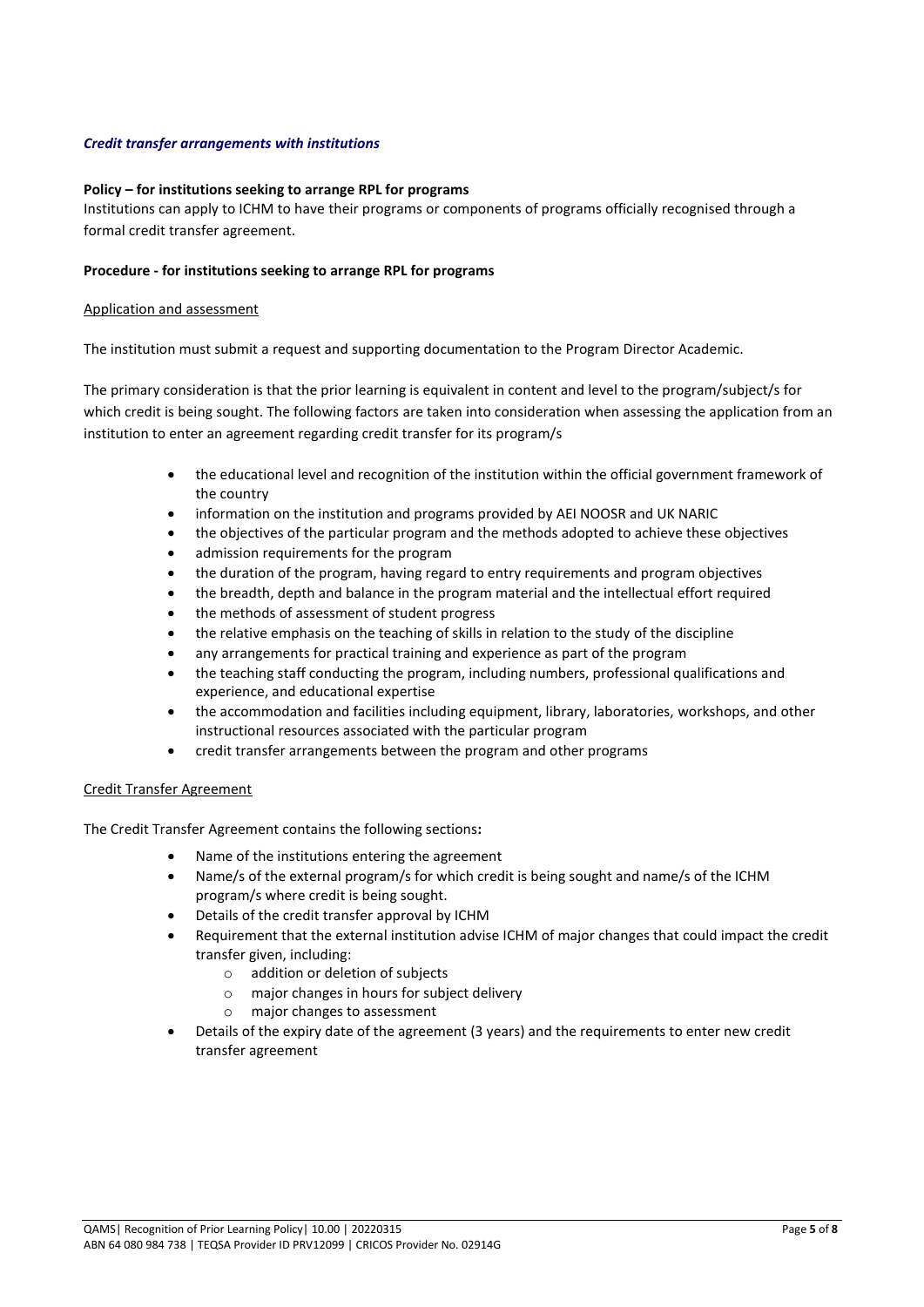***Credit transfer arrangements with institutions***

**Policy – for institutions seeking to arrange RPL for programs**

Institutions can apply to ICHM to have their programs or components of programs officially recognised through a formal credit transfer agreement.

**Procedure - for institutions seeking to arrange RPL for programs**

<u>Application and assessment</u>

The institution must submit a request and supporting documentation to the Program Director Academic.

The primary consideration is that the prior learning is equivalent in content and level to the program/subject/s for which credit is being sought. The following factors are taken into consideration when assessing the application from an institution to enter an agreement regarding credit transfer for its program/s

- the educational level and recognition of the institution within the official government framework of the country
- information on the institution and programs provided by AEI NOOSR and UK NARIC
- the objectives of the particular program and the methods adopted to achieve these objectives
- admission requirements for the program
- the duration of the program, having regard to entry requirements and program objectives
- the breadth, depth and balance in the program material and the intellectual effort required
- the methods of assessment of student progress
- the relative emphasis on the teaching of skills in relation to the study of the discipline
- any arrangements for practical training and experience as part of the program
- the teaching staff conducting the program, including numbers, professional qualifications and experience, and educational expertise
- the accommodation and facilities including equipment, library, laboratories, workshops, and other instructional resources associated with the particular program
- credit transfer arrangements between the program and other programs

<u>Credit Transfer Agreement</u>

The Credit Transfer Agreement contains the following sections**:**

- Name of the institutions entering the agreement
- Name/s of the external program/s for which credit is being sought and name/s of the ICHM program/s where credit is being sought.
- Details of the credit transfer approval by ICHM
- Requirement that the external institution advise ICHM of major changes that could impact the credit transfer given, including:
  - addition or deletion of subjects
  - major changes in hours for subject delivery
  - major changes to assessment
- Details of the expiry date of the agreement (3 years) and the requirements to enter new credit transfer agreement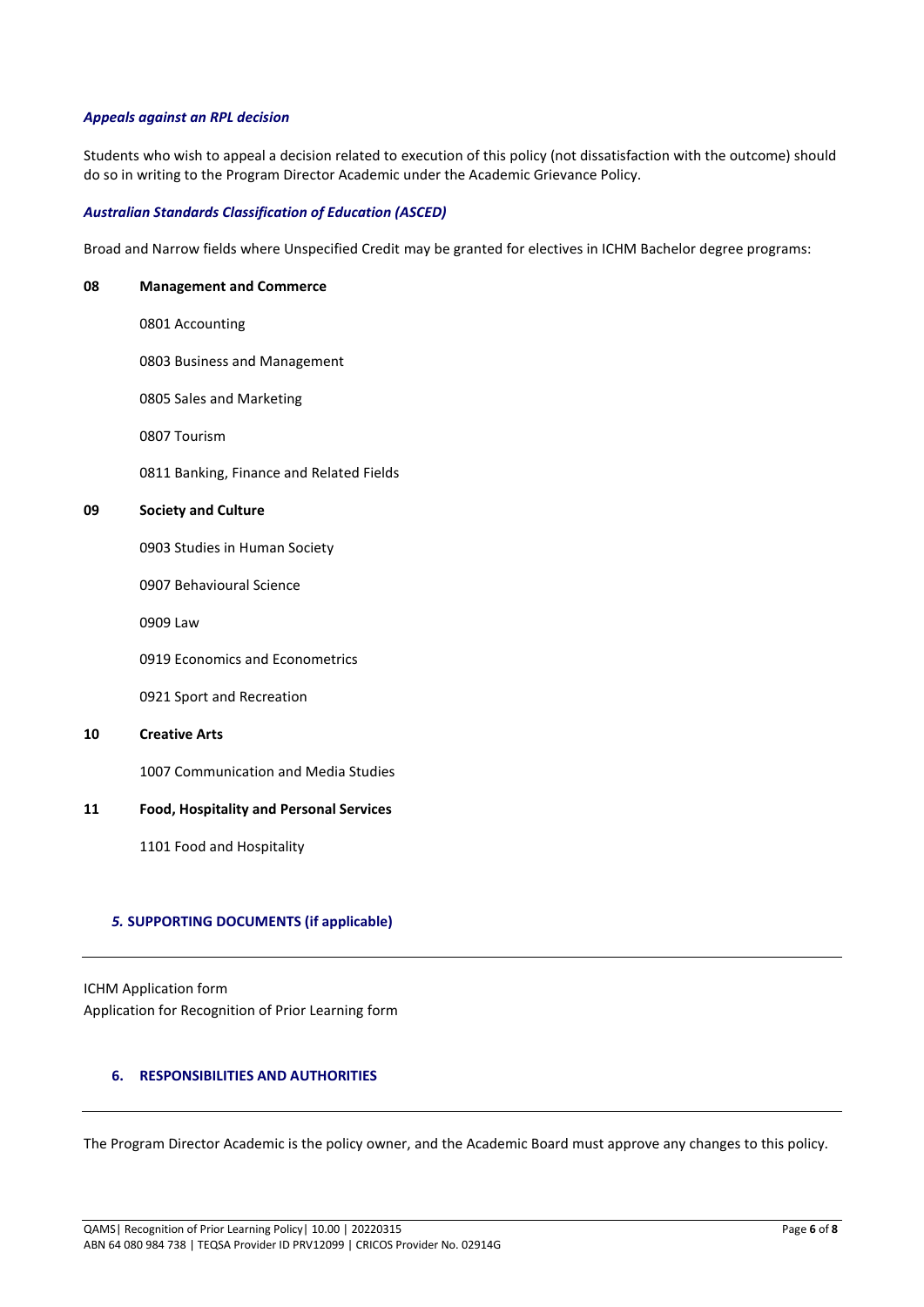### *Appeals against an RPL decision*

Students who wish to appeal a decision related to execution of this policy (not dissatisfaction with the outcome) should do so in writing to the Program Director Academic under the Academic Grievance Policy.

### *Australian Standards Classification of Education (ASCED)*

Broad and Narrow fields where Unspecified Credit may be granted for electives in ICHM Bachelor degree programs:

**08 Management and Commerce**

- 0801 Accounting
- 0803 Business and Management
- 0805 Sales and Marketing
- 0807 Tourism
- 0811 Banking, Finance and Related Fields

**09 Society and Culture**

- 0903 Studies in Human Society
- 0907 Behavioural Science
- 0909 Law
- 0919 Economics and Econometrics
- 0921 Sport and Recreation

**10 Creative Arts**

- 1007 Communication and Media Studies

**11 Food, Hospitality and Personal Services**

- 1101 Food and Hospitality

## *5.* SUPPORTING DOCUMENTS (if applicable)

ICHM Application form
Application for Recognition of Prior Learning form

## 6. RESPONSIBILITIES AND AUTHORITIES

The Program Director Academic is the policy owner, and the Academic Board must approve any changes to this policy.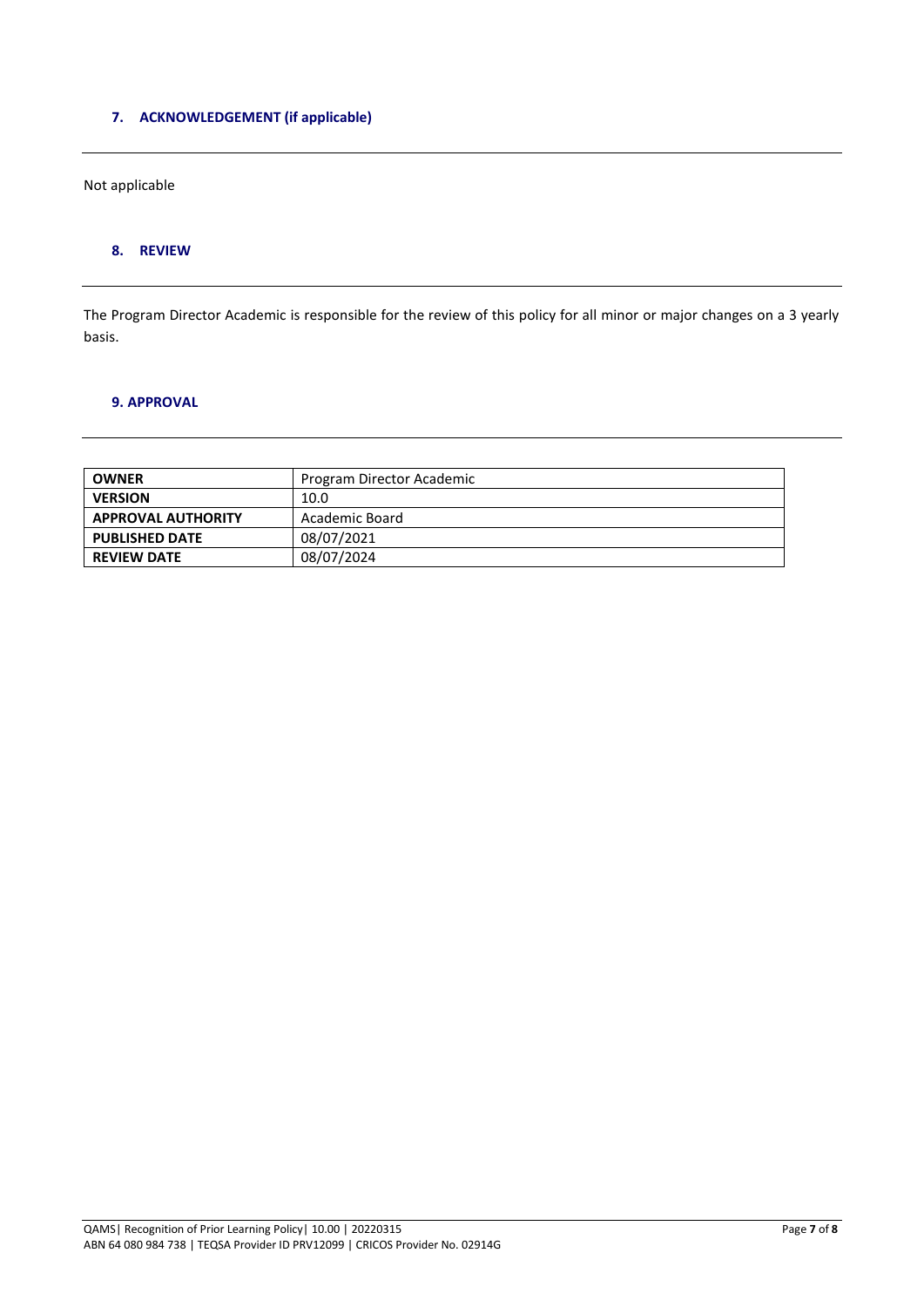## 7. ACKNOWLEDGEMENT (if applicable)

Not applicable

## 8. REVIEW

The Program Director Academic is responsible for the review of this policy for all minor or major changes on a 3 yearly basis.

## 9. APPROVAL

| | |
|---|---|
| **OWNER** | Program Director Academic |
| **VERSION** | 10.0 |
| **APPROVAL AUTHORITY** | Academic Board |
| **PUBLISHED DATE** | 08/07/2021 |
| **REVIEW DATE** | 08/07/2024 |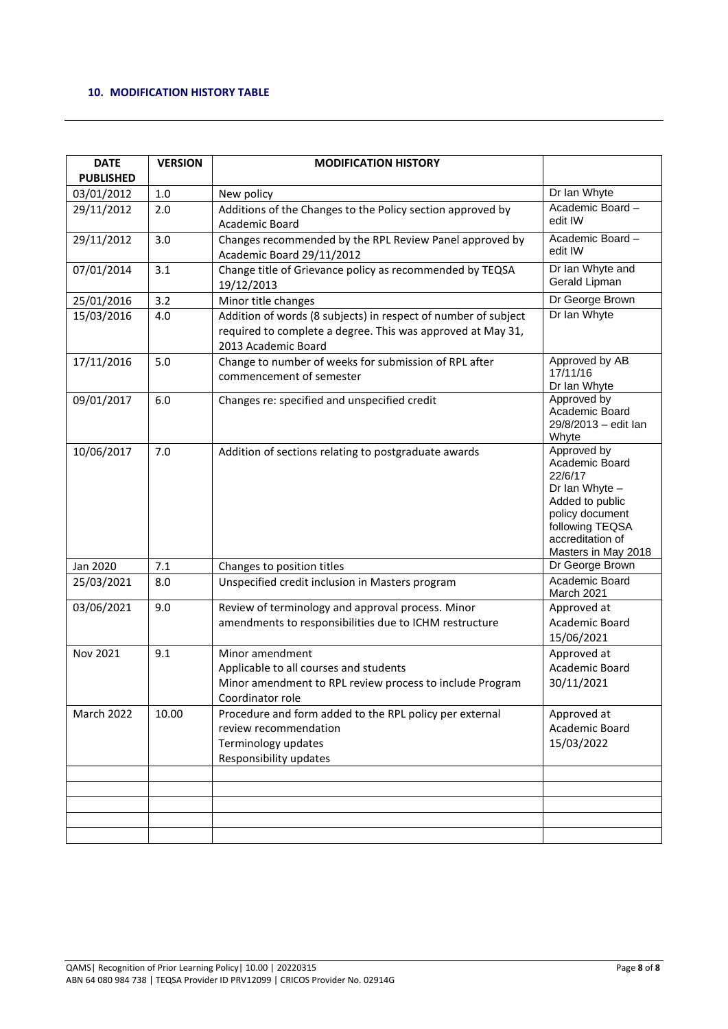## 10. MODIFICATION HISTORY TABLE

| DATE PUBLISHED | VERSION | MODIFICATION HISTORY | |
|---|---|---|---|
| 03/01/2012 | 1.0 | New policy | Dr Ian Whyte |
| 29/11/2012 | 2.0 | Additions of the Changes to the Policy section approved by Academic Board | Academic Board – edit IW |
| 29/11/2012 | 3.0 | Changes recommended by the RPL Review Panel approved by Academic Board 29/11/2012 | Academic Board – edit IW |
| 07/01/2014 | 3.1 | Change title of Grievance policy as recommended by TEQSA 19/12/2013 | Dr Ian Whyte and Gerald Lipman |
| 25/01/2016 | 3.2 | Minor title changes | Dr George Brown |
| 15/03/2016 | 4.0 | Addition of words (8 subjects) in respect of number of subject required to complete a degree. This was approved at May 31, 2013 Academic Board | Dr Ian Whyte |
| 17/11/2016 | 5.0 | Change to number of weeks for submission of RPL after commencement of semester | Approved by AB 17/11/16 Dr Ian Whyte |
| 09/01/2017 | 6.0 | Changes re: specified and unspecified credit | Approved by Academic Board 29/8/2013 – edit Ian Whyte |
| 10/06/2017 | 7.0 | Addition of sections relating to postgraduate awards | Approved by Academic Board 22/6/17 Dr Ian Whyte – Added to public policy document following TEQSA accreditation of Masters in May 2018 |
| Jan 2020 | 7.1 | Changes to position titles | Dr George Brown |
| 25/03/2021 | 8.0 | Unspecified credit inclusion in Masters program | Academic Board March 2021 |
| 03/06/2021 | 9.0 | Review of terminology and approval process. Minor amendments to responsibilities due to ICHM restructure | Approved at Academic Board 15/06/2021 |
| Nov 2021 | 9.1 | Minor amendment<br>Applicable to all courses and students<br>Minor amendment to RPL review process to include Program Coordinator role | Approved at Academic Board 30/11/2021 |
| March 2022 | 10.00 | Procedure and form added to the RPL policy per external review recommendation<br>Terminology updates<br>Responsibility updates | Approved at Academic Board 15/03/2022 |
| | | | |
| | | | |
| | | | |
| | | | |
| | | | |

QAMS| Recognition of Prior Learning Policy| 10.00 | 20220315
ABN 64 080 984 738 | TEQSA Provider ID PRV12099 | CRICOS Provider No. 02914G